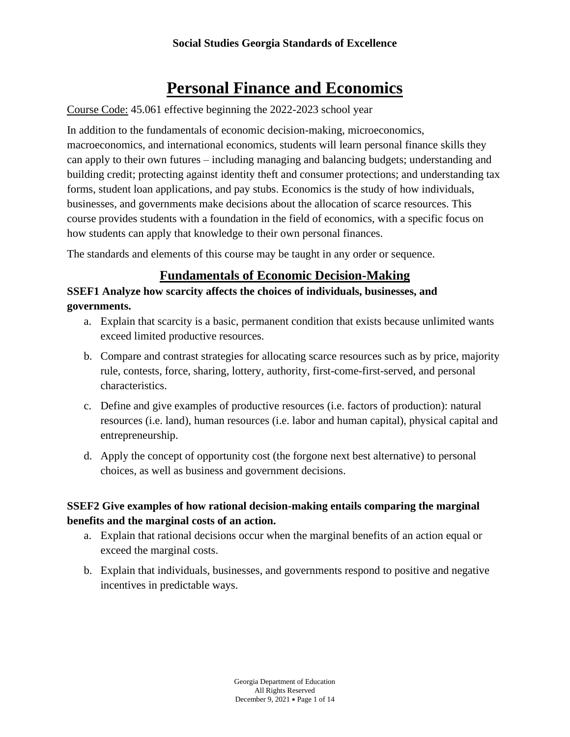**Social Studies Georgia Standards of Excellence**

# Personal Finance and Economics

Course Code: 45.061 effective beginning the 2022-2023 school year

In addition to the fundamentals of economic decision-making, microeconomics, macroeconomics, and international economics, students will learn personal finance skills they can apply to their own futures – including managing and balancing budgets; understanding and building credit; protecting against identity theft and consumer protections; and understanding tax forms, student loan applications, and pay stubs. Economics is the study of how individuals, businesses, and governments make decisions about the allocation of scarce resources. This course provides students with a foundation in the field of economics, with a specific focus on how students can apply that knowledge to their own personal finances.

The standards and elements of this course may be taught in any order or sequence.

## Fundamentals of Economic Decision-Making

**SSEF1 Analyze how scarcity affects the choices of individuals, businesses, and governments.**

a. Explain that scarcity is a basic, permanent condition that exists because unlimited wants exceed limited productive resources.

b. Compare and contrast strategies for allocating scarce resources such as by price, majority rule, contests, force, sharing, lottery, authority, first-come-first-served, and personal characteristics.

c. Define and give examples of productive resources (i.e. factors of production): natural resources (i.e. land), human resources (i.e. labor and human capital), physical capital and entrepreneurship.

d. Apply the concept of opportunity cost (the forgone next best alternative) to personal choices, as well as business and government decisions.

**SSEF2 Give examples of how rational decision-making entails comparing the marginal benefits and the marginal costs of an action.**

a. Explain that rational decisions occur when the marginal benefits of an action equal or exceed the marginal costs.

b. Explain that individuals, businesses, and governments respond to positive and negative incentives in predictable ways.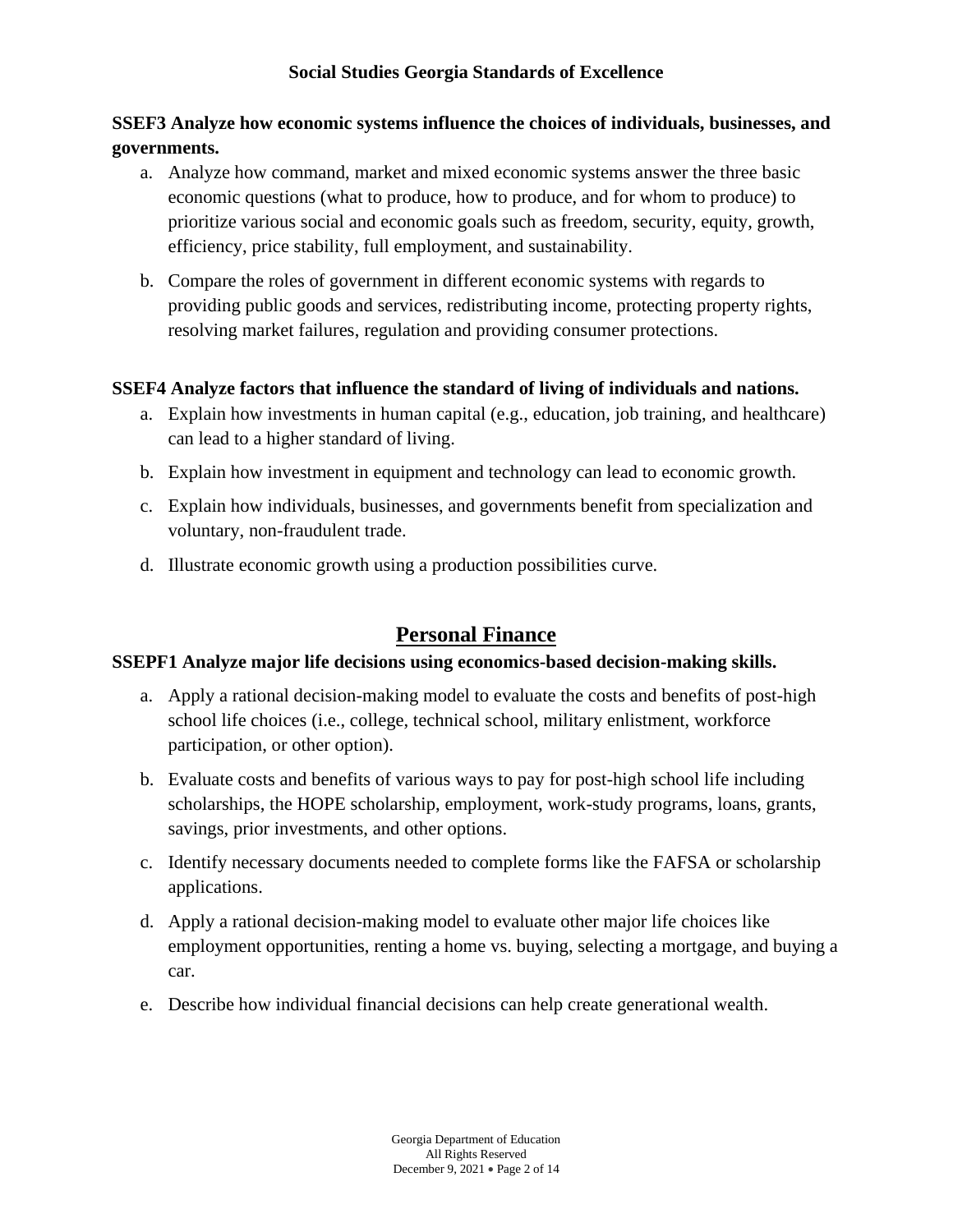**SSEF3 Analyze how economic systems influence the choices of individuals, businesses, and governments.**

a. Analyze how command, market and mixed economic systems answer the three basic economic questions (what to produce, how to produce, and for whom to produce) to prioritize various social and economic goals such as freedom, security, equity, growth, efficiency, price stability, full employment, and sustainability.

b. Compare the roles of government in different economic systems with regards to providing public goods and services, redistributing income, protecting property rights, resolving market failures, regulation and providing consumer protections.

**SSEF4 Analyze factors that influence the standard of living of individuals and nations.**

a. Explain how investments in human capital (e.g., education, job training, and healthcare) can lead to a higher standard of living.

b. Explain how investment in equipment and technology can lead to economic growth.

c. Explain how individuals, businesses, and governments benefit from specialization and voluntary, non-fraudulent trade.

d. Illustrate economic growth using a production possibilities curve.

## Personal Finance

**SSEPF1 Analyze major life decisions using economics-based decision-making skills.**

a. Apply a rational decision-making model to evaluate the costs and benefits of post-high school life choices (i.e., college, technical school, military enlistment, workforce participation, or other option).

b. Evaluate costs and benefits of various ways to pay for post-high school life including scholarships, the HOPE scholarship, employment, work-study programs, loans, grants, savings, prior investments, and other options.

c. Identify necessary documents needed to complete forms like the FAFSA or scholarship applications.

d. Apply a rational decision-making model to evaluate other major life choices like employment opportunities, renting a home vs. buying, selecting a mortgage, and buying a car.

e. Describe how individual financial decisions can help create generational wealth.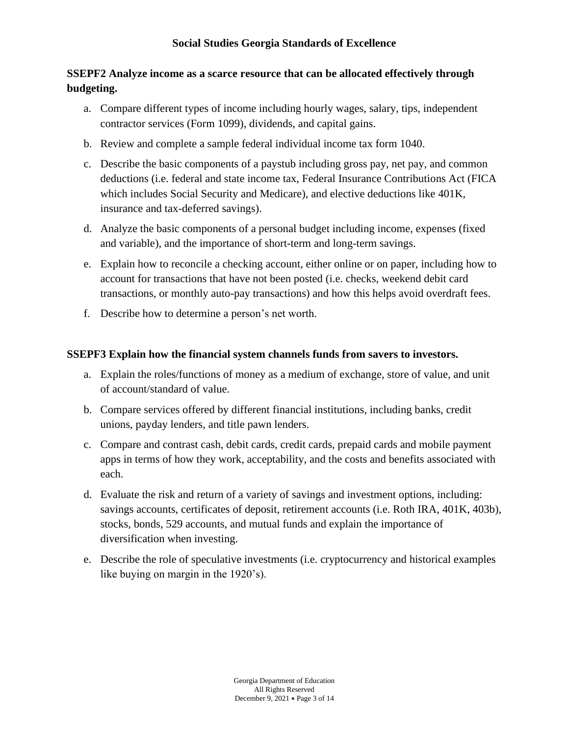**SSEPF2 Analyze income as a scarce resource that can be allocated effectively through budgeting.**

a. Compare different types of income including hourly wages, salary, tips, independent contractor services (Form 1099), dividends, and capital gains.

b. Review and complete a sample federal individual income tax form 1040.

c. Describe the basic components of a paystub including gross pay, net pay, and common deductions (i.e. federal and state income tax, Federal Insurance Contributions Act (FICA which includes Social Security and Medicare), and elective deductions like 401K, insurance and tax-deferred savings).

d. Analyze the basic components of a personal budget including income, expenses (fixed and variable), and the importance of short-term and long-term savings.

e. Explain how to reconcile a checking account, either online or on paper, including how to account for transactions that have not been posted (i.e. checks, weekend debit card transactions, or monthly auto-pay transactions) and how this helps avoid overdraft fees.

f. Describe how to determine a person's net worth.

**SSEPF3 Explain how the financial system channels funds from savers to investors.**

a. Explain the roles/functions of money as a medium of exchange, store of value, and unit of account/standard of value.

b. Compare services offered by different financial institutions, including banks, credit unions, payday lenders, and title pawn lenders.

c. Compare and contrast cash, debit cards, credit cards, prepaid cards and mobile payment apps in terms of how they work, acceptability, and the costs and benefits associated with each.

d. Evaluate the risk and return of a variety of savings and investment options, including: savings accounts, certificates of deposit, retirement accounts (i.e. Roth IRA, 401K, 403b), stocks, bonds, 529 accounts, and mutual funds and explain the importance of diversification when investing.

e. Describe the role of speculative investments (i.e. cryptocurrency and historical examples like buying on margin in the 1920's).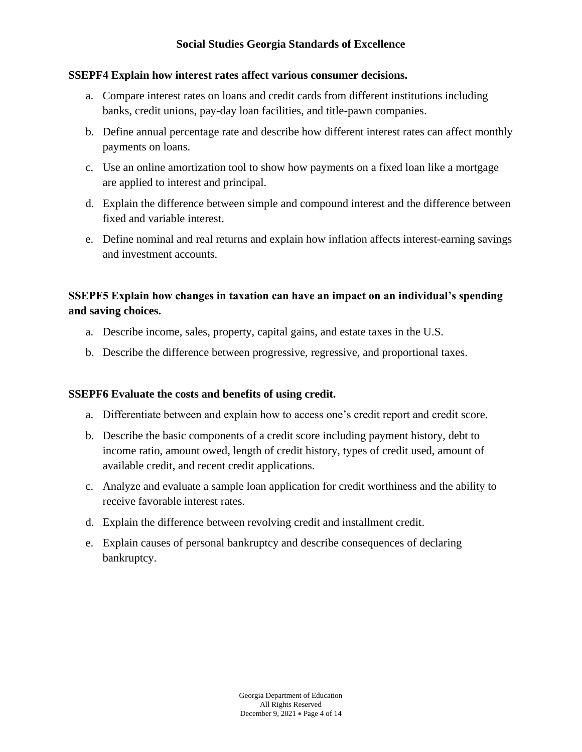**SSEPF4 Explain how interest rates affect various consumer decisions.**

a. Compare interest rates on loans and credit cards from different institutions including banks, credit unions, pay-day loan facilities, and title-pawn companies.

b. Define annual percentage rate and describe how different interest rates can affect monthly payments on loans.

c. Use an online amortization tool to show how payments on a fixed loan like a mortgage are applied to interest and principal.

d. Explain the difference between simple and compound interest and the difference between fixed and variable interest.

e. Define nominal and real returns and explain how inflation affects interest-earning savings and investment accounts.

**SSEPF5 Explain how changes in taxation can have an impact on an individual's spending and saving choices.**

a. Describe income, sales, property, capital gains, and estate taxes in the U.S.

b. Describe the difference between progressive, regressive, and proportional taxes.

**SSEPF6 Evaluate the costs and benefits of using credit.**

a. Differentiate between and explain how to access one's credit report and credit score.

b. Describe the basic components of a credit score including payment history, debt to income ratio, amount owed, length of credit history, types of credit used, amount of available credit, and recent credit applications.

c. Analyze and evaluate a sample loan application for credit worthiness and the ability to receive favorable interest rates.

d. Explain the difference between revolving credit and installment credit.

e. Explain causes of personal bankruptcy and describe consequences of declaring bankruptcy.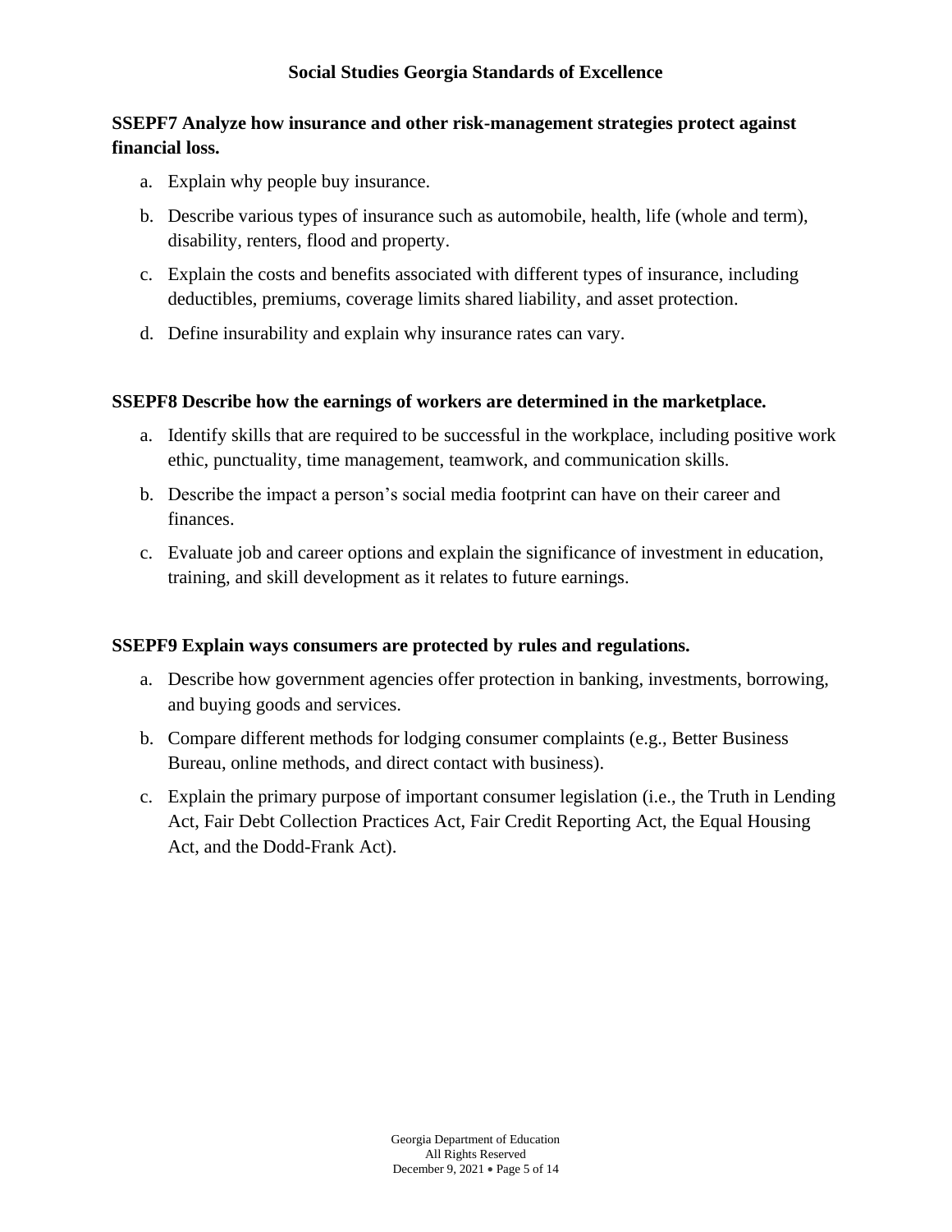**SSEPF7 Analyze how insurance and other risk-management strategies protect against financial loss.**

a. Explain why people buy insurance.

b. Describe various types of insurance such as automobile, health, life (whole and term), disability, renters, flood and property.

c. Explain the costs and benefits associated with different types of insurance, including deductibles, premiums, coverage limits shared liability, and asset protection.

d. Define insurability and explain why insurance rates can vary.

**SSEPF8 Describe how the earnings of workers are determined in the marketplace.**

a. Identify skills that are required to be successful in the workplace, including positive work ethic, punctuality, time management, teamwork, and communication skills.

b. Describe the impact a person's social media footprint can have on their career and finances.

c. Evaluate job and career options and explain the significance of investment in education, training, and skill development as it relates to future earnings.

**SSEPF9 Explain ways consumers are protected by rules and regulations.**

a. Describe how government agencies offer protection in banking, investments, borrowing, and buying goods and services.

b. Compare different methods for lodging consumer complaints (e.g., Better Business Bureau, online methods, and direct contact with business).

c. Explain the primary purpose of important consumer legislation (i.e., the Truth in Lending Act, Fair Debt Collection Practices Act, Fair Credit Reporting Act, the Equal Housing Act, and the Dodd-Frank Act).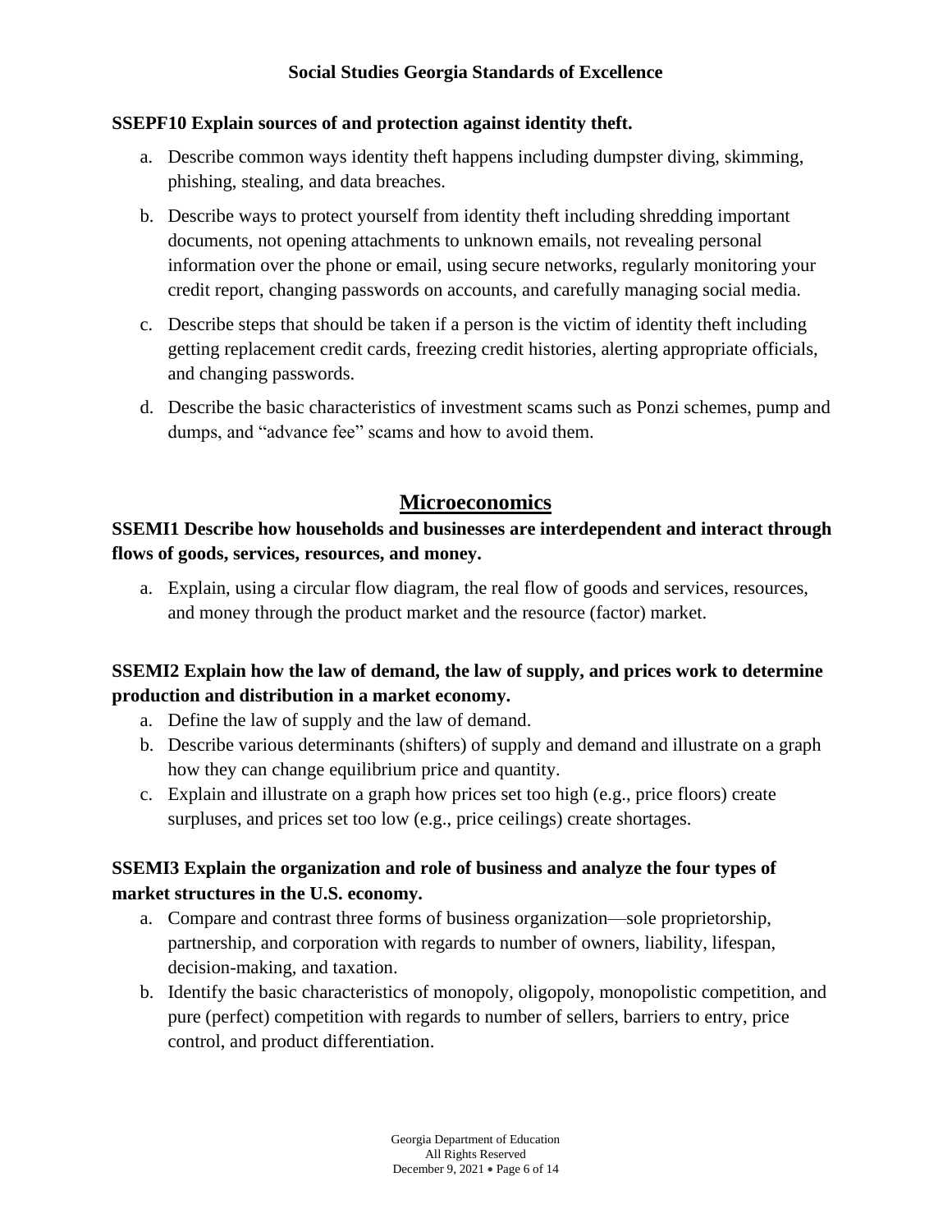**SSEPF10 Explain sources of and protection against identity theft.**

a. Describe common ways identity theft happens including dumpster diving, skimming, phishing, stealing, and data breaches.

b. Describe ways to protect yourself from identity theft including shredding important documents, not opening attachments to unknown emails, not revealing personal information over the phone or email, using secure networks, regularly monitoring your credit report, changing passwords on accounts, and carefully managing social media.

c. Describe steps that should be taken if a person is the victim of identity theft including getting replacement credit cards, freezing credit histories, alerting appropriate officials, and changing passwords.

d. Describe the basic characteristics of investment scams such as Ponzi schemes, pump and dumps, and "advance fee" scams and how to avoid them.

## Microeconomics

**SSEMI1 Describe how households and businesses are interdependent and interact through flows of goods, services, resources, and money.**

a. Explain, using a circular flow diagram, the real flow of goods and services, resources, and money through the product market and the resource (factor) market.

**SSEMI2 Explain how the law of demand, the law of supply, and prices work to determine production and distribution in a market economy.**

a. Define the law of supply and the law of demand.

b. Describe various determinants (shifters) of supply and demand and illustrate on a graph how they can change equilibrium price and quantity.

c. Explain and illustrate on a graph how prices set too high (e.g., price floors) create surpluses, and prices set too low (e.g., price ceilings) create shortages.

**SSEMI3 Explain the organization and role of business and analyze the four types of market structures in the U.S. economy.**

a. Compare and contrast three forms of business organization—sole proprietorship, partnership, and corporation with regards to number of owners, liability, lifespan, decision-making, and taxation.

b. Identify the basic characteristics of monopoly, oligopoly, monopolistic competition, and pure (perfect) competition with regards to number of sellers, barriers to entry, price control, and product differentiation.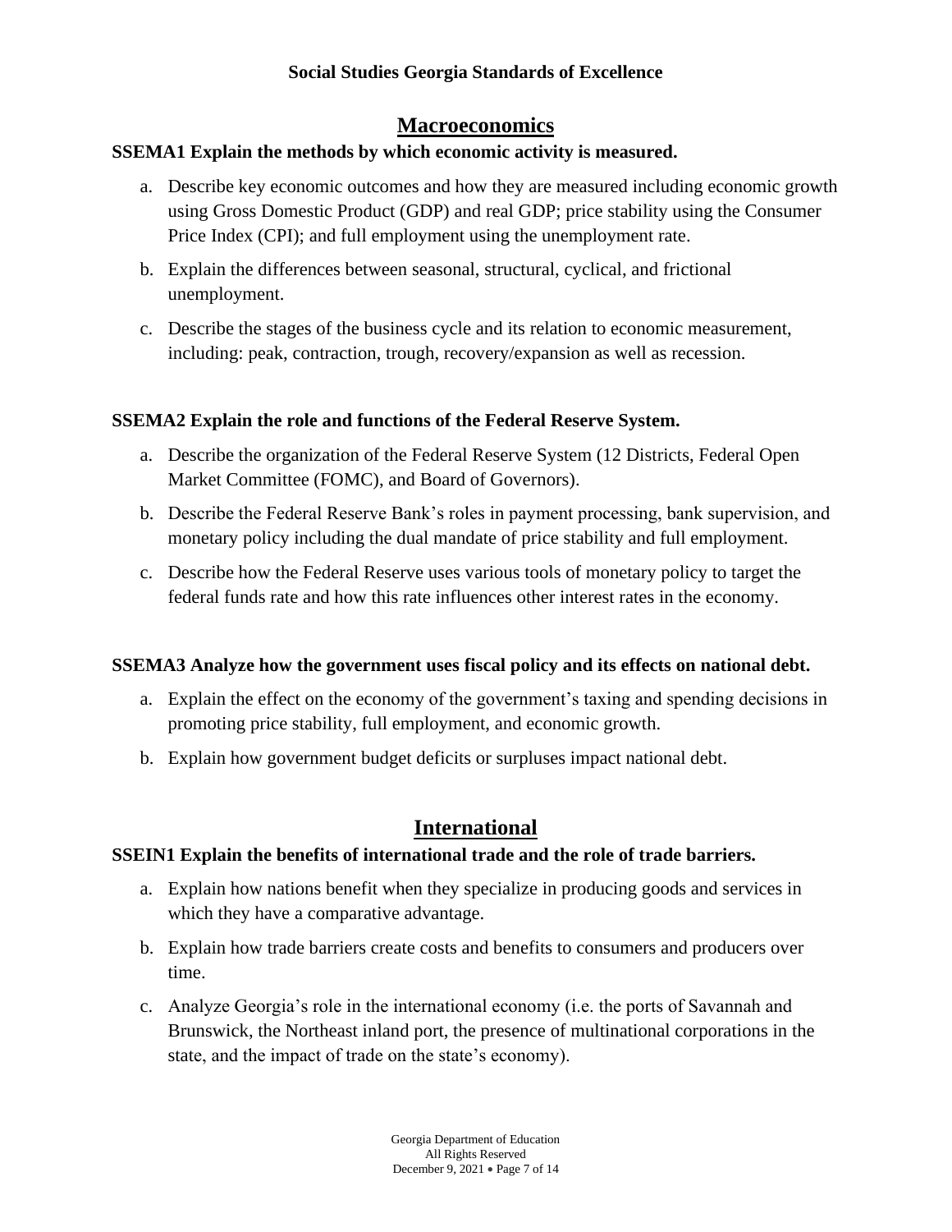## Macroeconomics

**SSEMA1 Explain the methods by which economic activity is measured.**

a. Describe key economic outcomes and how they are measured including economic growth using Gross Domestic Product (GDP) and real GDP; price stability using the Consumer Price Index (CPI); and full employment using the unemployment rate.

b. Explain the differences between seasonal, structural, cyclical, and frictional unemployment.

c. Describe the stages of the business cycle and its relation to economic measurement, including: peak, contraction, trough, recovery/expansion as well as recession.

**SSEMA2 Explain the role and functions of the Federal Reserve System.**

a. Describe the organization of the Federal Reserve System (12 Districts, Federal Open Market Committee (FOMC), and Board of Governors).

b. Describe the Federal Reserve Bank's roles in payment processing, bank supervision, and monetary policy including the dual mandate of price stability and full employment.

c. Describe how the Federal Reserve uses various tools of monetary policy to target the federal funds rate and how this rate influences other interest rates in the economy.

**SSEMA3 Analyze how the government uses fiscal policy and its effects on national debt.**

a. Explain the effect on the economy of the government's taxing and spending decisions in promoting price stability, full employment, and economic growth.

b. Explain how government budget deficits or surpluses impact national debt.

## International

**SSEIN1 Explain the benefits of international trade and the role of trade barriers.**

a. Explain how nations benefit when they specialize in producing goods and services in which they have a comparative advantage.

b. Explain how trade barriers create costs and benefits to consumers and producers over time.

c. Analyze Georgia's role in the international economy (i.e. the ports of Savannah and Brunswick, the Northeast inland port, the presence of multinational corporations in the state, and the impact of trade on the state's economy).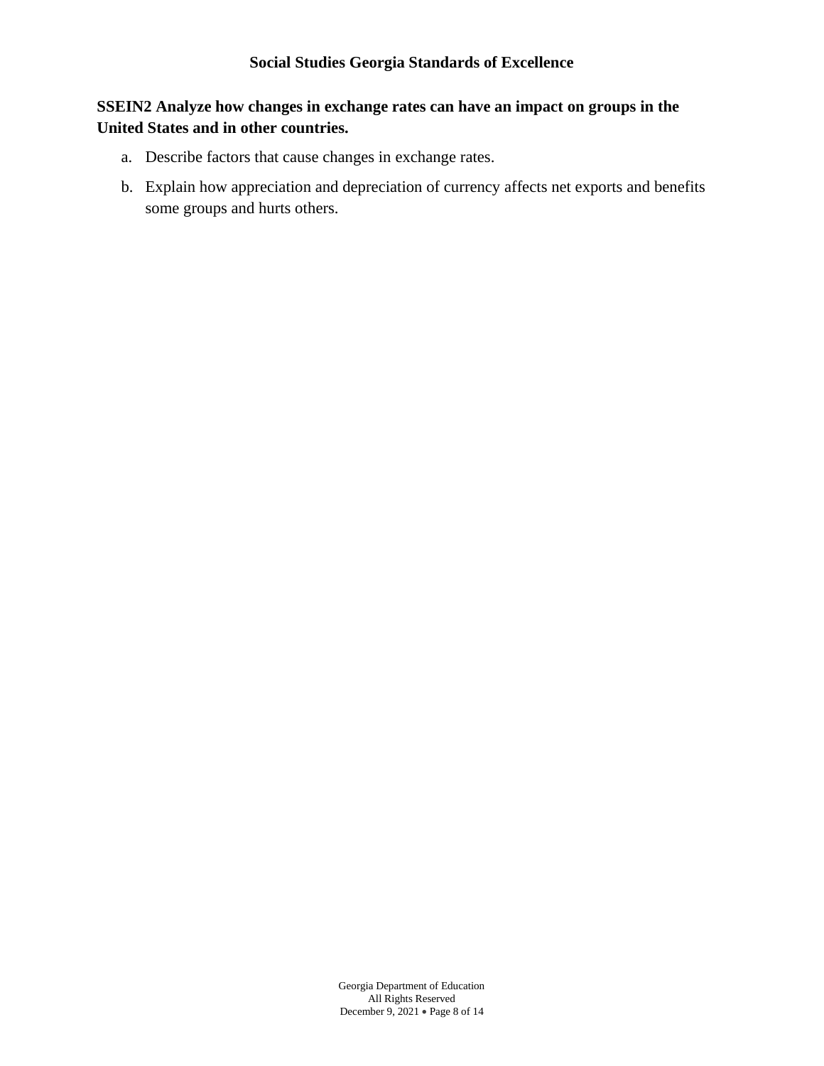**SSEIN2 Analyze how changes in exchange rates can have an impact on groups in the United States and in other countries.**

a. Describe factors that cause changes in exchange rates.

b. Explain how appreciation and depreciation of currency affects net exports and benefits some groups and hurts others.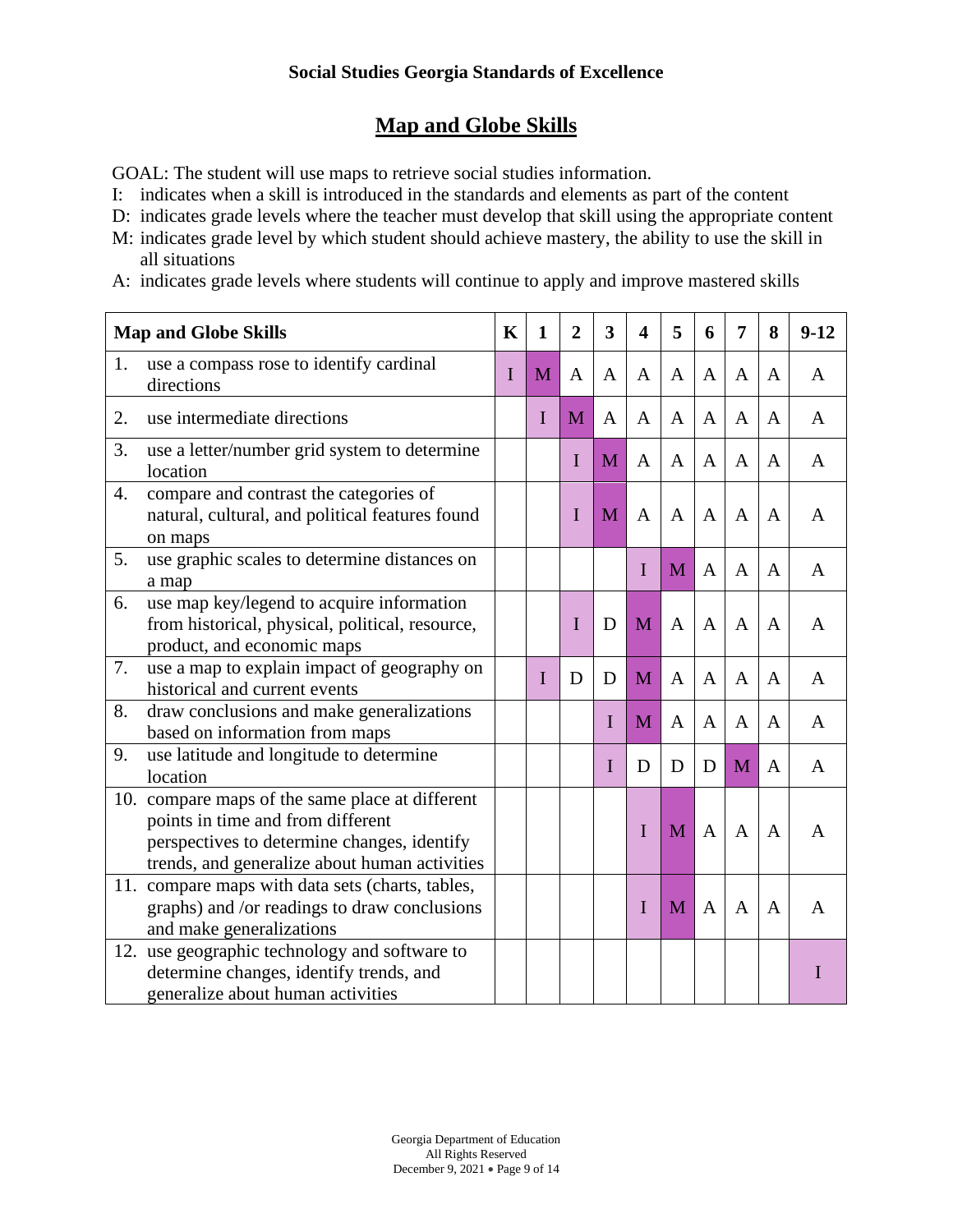**Social Studies Georgia Standards of Excellence**

## Map and Globe Skills

GOAL: The student will use maps to retrieve social studies information.

I: indicates when a skill is introduced in the standards and elements as part of the content
D: indicates grade levels where the teacher must develop that skill using the appropriate content
M: indicates grade level by which student should achieve mastery, the ability to use the skill in all situations
A: indicates grade levels where students will continue to apply and improve mastered skills

| Map and Globe Skills | K | 1 | 2 | 3 | 4 | 5 | 6 | 7 | 8 | 9-12 |
|---|---|---|---|---|---|---|---|---|---|---|
| 1. use a compass rose to identify cardinal directions | I | M | A | A | A | A | A | A | A | A |
| 2. use intermediate directions | | I | M | A | A | A | A | A | A | A |
| 3. use a letter/number grid system to determine location | | | I | M | A | A | A | A | A | A |
| 4. compare and contrast the categories of natural, cultural, and political features found on maps | | | I | M | A | A | A | A | A | A |
| 5. use graphic scales to determine distances on a map | | | | | I | M | A | A | A | A |
| 6. use map key/legend to acquire information from historical, physical, political, resource, product, and economic maps | | | I | D | M | A | A | A | A | A |
| 7. use a map to explain impact of geography on historical and current events | | I | D | D | M | A | A | A | A | A |
| 8. draw conclusions and make generalizations based on information from maps | | | | I | M | A | A | A | A | A |
| 9. use latitude and longitude to determine location | | | | I | D | D | D | M | A | A |
| 10. compare maps of the same place at different points in time and from different perspectives to determine changes, identify trends, and generalize about human activities | | | | | I | M | A | A | A | A |
| 11. compare maps with data sets (charts, tables, graphs) and /or readings to draw conclusions and make generalizations | | | | | I | M | A | A | A | A |
| 12. use geographic technology and software to determine changes, identify trends, and generalize about human activities | | | | | | | | | | I |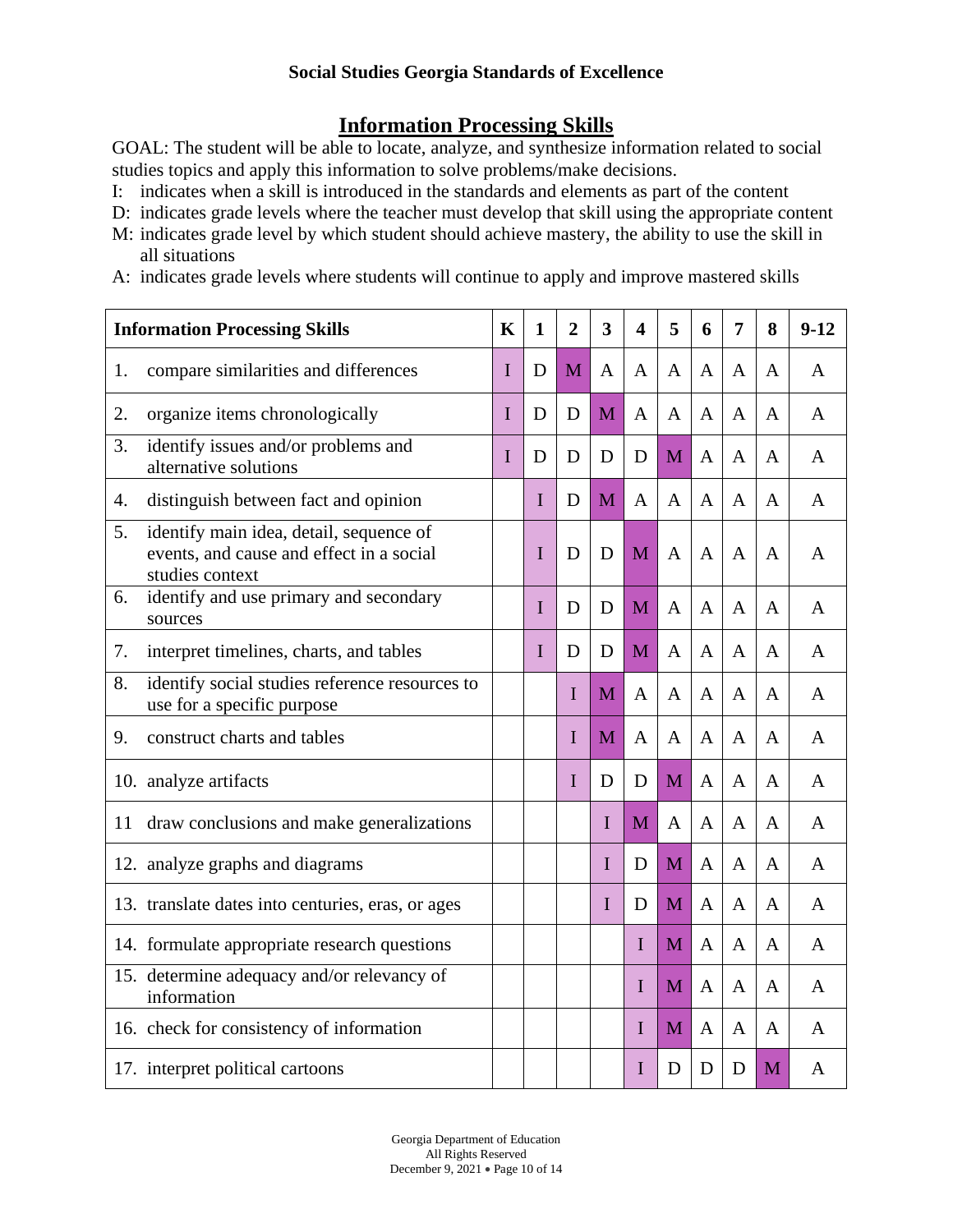**Social Studies Georgia Standards of Excellence**

## Information Processing Skills

GOAL: The student will be able to locate, analyze, and synthesize information related to social studies topics and apply this information to solve problems/make decisions.

I: indicates when a skill is introduced in the standards and elements as part of the content

D: indicates grade levels where the teacher must develop that skill using the appropriate content

M: indicates grade level by which student should achieve mastery, the ability to use the skill in all situations

A: indicates grade levels where students will continue to apply and improve mastered skills

| Information Processing Skills | K | 1 | 2 | 3 | 4 | 5 | 6 | 7 | 8 | 9-12 |
|---|---|---|---|---|---|---|---|---|---|---|
| 1. compare similarities and differences | I | D | M | A | A | A | A | A | A | A |
| 2. organize items chronologically | I | D | D | M | A | A | A | A | A | A |
| 3. identify issues and/or problems and alternative solutions | I | D | D | D | D | M | A | A | A | A |
| 4. distinguish between fact and opinion | | I | D | M | A | A | A | A | A | A |
| 5. identify main idea, detail, sequence of events, and cause and effect in a social studies context | | I | D | D | M | A | A | A | A | A |
| 6. identify and use primary and secondary sources | | I | D | D | M | A | A | A | A | A |
| 7. interpret timelines, charts, and tables | | I | D | D | M | A | A | A | A | A |
| 8. identify social studies reference resources to use for a specific purpose | | | I | M | A | A | A | A | A | A |
| 9. construct charts and tables | | | I | M | A | A | A | A | A | A |
| 10. analyze artifacts | | | I | D | D | M | A | A | A | A |
| 11 draw conclusions and make generalizations | | | | I | M | A | A | A | A | A |
| 12. analyze graphs and diagrams | | | | I | D | M | A | A | A | A |
| 13. translate dates into centuries, eras, or ages | | | | I | D | M | A | A | A | A |
| 14. formulate appropriate research questions | | | | | I | M | A | A | A | A |
| 15. determine adequacy and/or relevancy of information | | | | | I | M | A | A | A | A |
| 16. check for consistency of information | | | | | I | M | A | A | A | A |
| 17. interpret political cartoons | | | | | I | D | D | D | M | A |

Georgia Department of Education
All Rights Reserved
December 9, 2021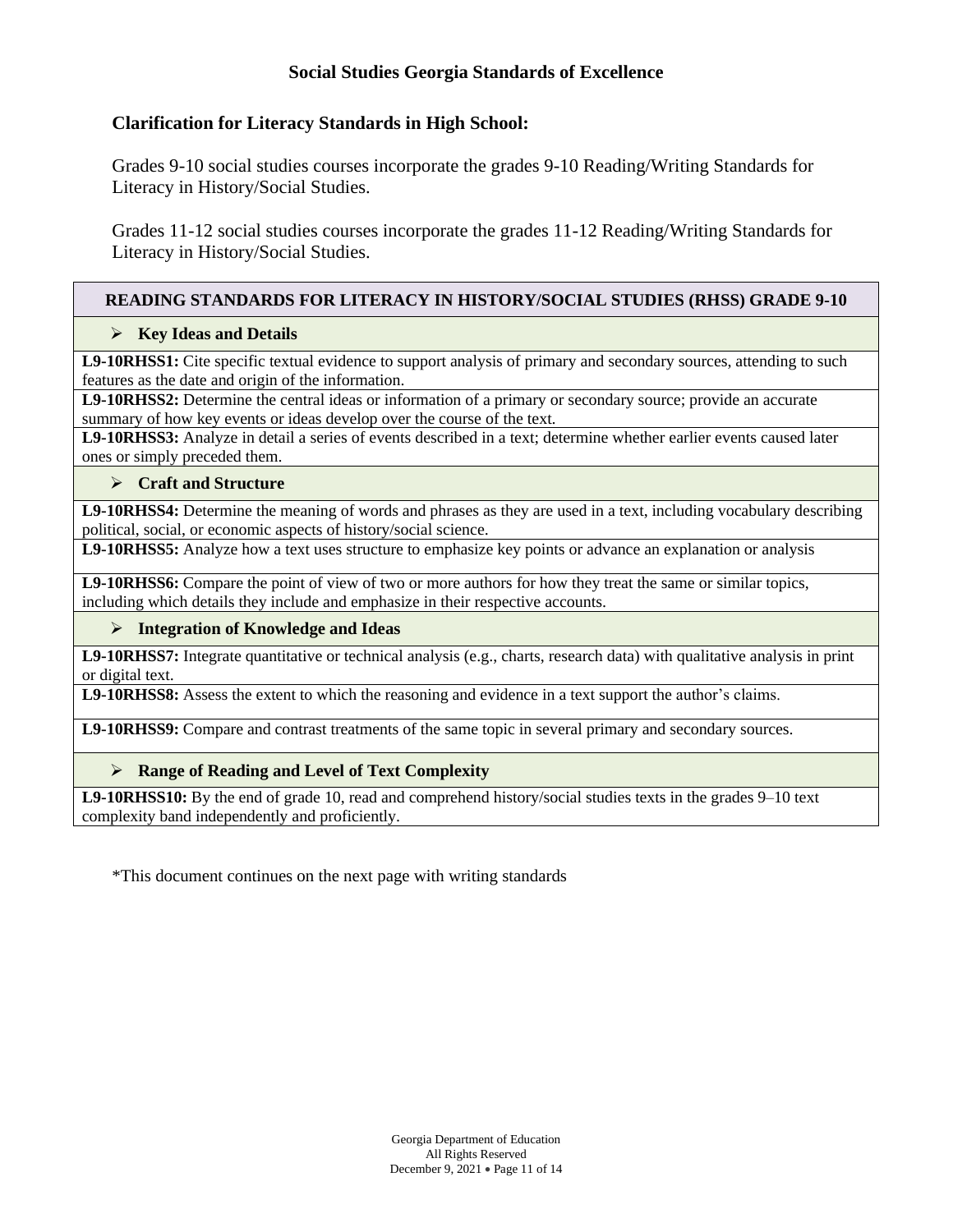## Social Studies Georgia Standards of Excellence

### Clarification for Literacy Standards in High School:

Grades 9-10 social studies courses incorporate the grades 9-10 Reading/Writing Standards for Literacy in History/Social Studies.

Grades 11-12 social studies courses incorporate the grades 11-12 Reading/Writing Standards for Literacy in History/Social Studies.

| READING STANDARDS FOR LITERACY IN HISTORY/SOCIAL STUDIES (RHSS) GRADE 9-10 |
|---|
| ➢ **Key Ideas and Details** |
| **L9-10RHSS1:** Cite specific textual evidence to support analysis of primary and secondary sources, attending to such features as the date and origin of the information. |
| **L9-10RHSS2:** Determine the central ideas or information of a primary or secondary source; provide an accurate summary of how key events or ideas develop over the course of the text. |
| **L9-10RHSS3:** Analyze in detail a series of events described in a text; determine whether earlier events caused later ones or simply preceded them. |
| ➢ **Craft and Structure** |
| **L9-10RHSS4:** Determine the meaning of words and phrases as they are used in a text, including vocabulary describing political, social, or economic aspects of history/social science. |
| **L9-10RHSS5:** Analyze how a text uses structure to emphasize key points or advance an explanation or analysis |
| **L9-10RHSS6:** Compare the point of view of two or more authors for how they treat the same or similar topics, including which details they include and emphasize in their respective accounts. |
| ➢ **Integration of Knowledge and Ideas** |
| **L9-10RHSS7:** Integrate quantitative or technical analysis (e.g., charts, research data) with qualitative analysis in print or digital text. |
| **L9-10RHSS8:** Assess the extent to which the reasoning and evidence in a text support the author's claims. |
| **L9-10RHSS9:** Compare and contrast treatments of the same topic in several primary and secondary sources. |
| ➢ **Range of Reading and Level of Text Complexity** |
| **L9-10RHSS10:** By the end of grade 10, read and comprehend history/social studies texts in the grades 9–10 text complexity band independently and proficiently. |

*This document continues on the next page with writing standards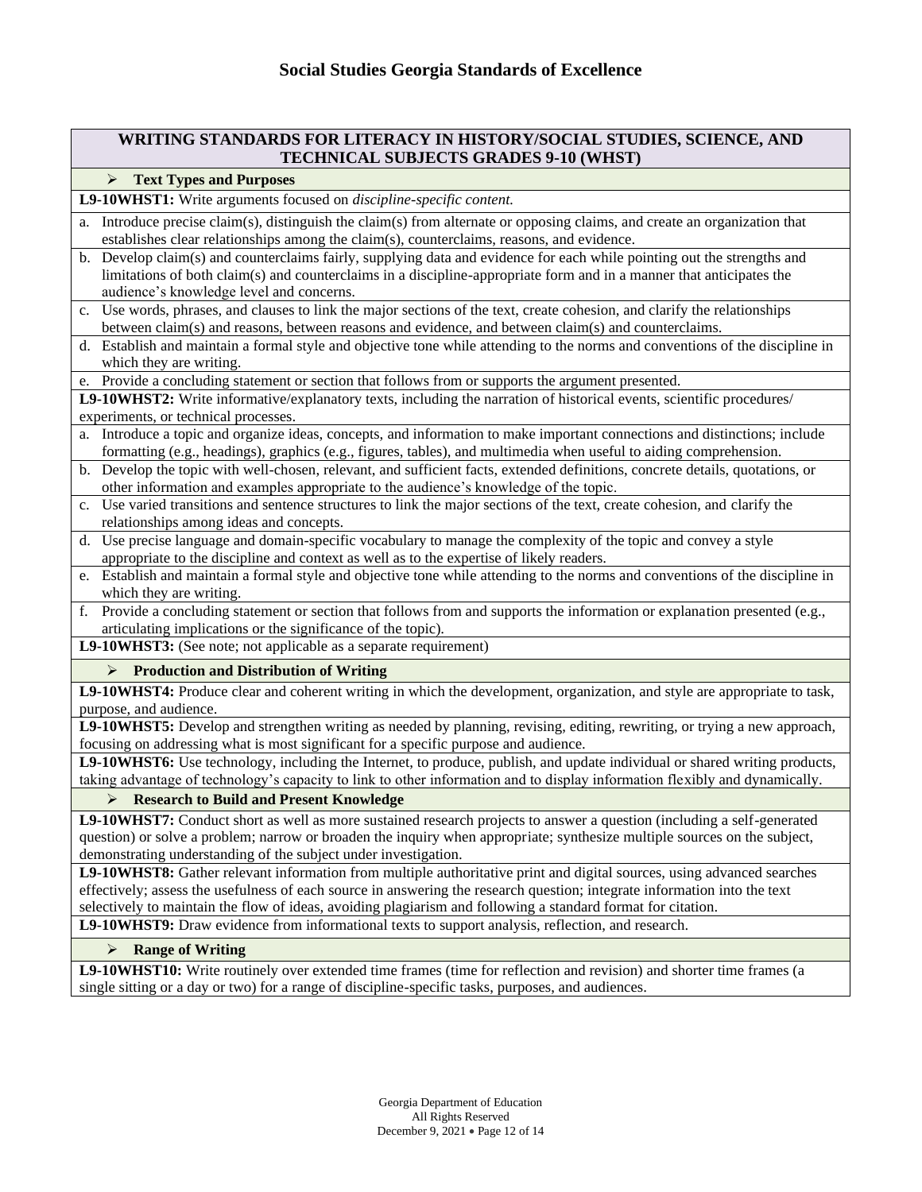# Social Studies Georgia Standards of Excellence

## WRITING STANDARDS FOR LITERACY IN HISTORY/SOCIAL STUDIES, SCIENCE, AND TECHNICAL SUBJECTS GRADES 9-10 (WHST)

### ➢ Text Types and Purposes

**L9-10WHST1:** Write arguments focused on *discipline-specific content.*

a. Introduce precise claim(s), distinguish the claim(s) from alternate or opposing claims, and create an organization that establishes clear relationships among the claim(s), counterclaims, reasons, and evidence.

b. Develop claim(s) and counterclaims fairly, supplying data and evidence for each while pointing out the strengths and limitations of both claim(s) and counterclaims in a discipline-appropriate form and in a manner that anticipates the audience's knowledge level and concerns.

c. Use words, phrases, and clauses to link the major sections of the text, create cohesion, and clarify the relationships between claim(s) and reasons, between reasons and evidence, and between claim(s) and counterclaims.

d. Establish and maintain a formal style and objective tone while attending to the norms and conventions of the discipline in which they are writing.

e. Provide a concluding statement or section that follows from or supports the argument presented.

**L9-10WHST2:** Write informative/explanatory texts, including the narration of historical events, scientific procedures/ experiments, or technical processes.

a. Introduce a topic and organize ideas, concepts, and information to make important connections and distinctions; include formatting (e.g., headings), graphics (e.g., figures, tables), and multimedia when useful to aiding comprehension.

b. Develop the topic with well-chosen, relevant, and sufficient facts, extended definitions, concrete details, quotations, or other information and examples appropriate to the audience's knowledge of the topic.

c. Use varied transitions and sentence structures to link the major sections of the text, create cohesion, and clarify the relationships among ideas and concepts.

d. Use precise language and domain-specific vocabulary to manage the complexity of the topic and convey a style appropriate to the discipline and context as well as to the expertise of likely readers.

e. Establish and maintain a formal style and objective tone while attending to the norms and conventions of the discipline in which they are writing.

f. Provide a concluding statement or section that follows from and supports the information or explanation presented (e.g., articulating implications or the significance of the topic).

**L9-10WHST3:** (See note; not applicable as a separate requirement)

### ➢ Production and Distribution of Writing

**L9-10WHST4:** Produce clear and coherent writing in which the development, organization, and style are appropriate to task, purpose, and audience.

**L9-10WHST5:** Develop and strengthen writing as needed by planning, revising, editing, rewriting, or trying a new approach, focusing on addressing what is most significant for a specific purpose and audience.

**L9-10WHST6:** Use technology, including the Internet, to produce, publish, and update individual or shared writing products, taking advantage of technology's capacity to link to other information and to display information flexibly and dynamically.

### ➢ Research to Build and Present Knowledge

**L9-10WHST7:** Conduct short as well as more sustained research projects to answer a question (including a self-generated question) or solve a problem; narrow or broaden the inquiry when appropriate; synthesize multiple sources on the subject, demonstrating understanding of the subject under investigation.

**L9-10WHST8:** Gather relevant information from multiple authoritative print and digital sources, using advanced searches effectively; assess the usefulness of each source in answering the research question; integrate information into the text selectively to maintain the flow of ideas, avoiding plagiarism and following a standard format for citation.

**L9-10WHST9:** Draw evidence from informational texts to support analysis, reflection, and research.

### ➢ Range of Writing

**L9-10WHST10:** Write routinely over extended time frames (time for reflection and revision) and shorter time frames (a single sitting or a day or two) for a range of discipline-specific tasks, purposes, and audiences.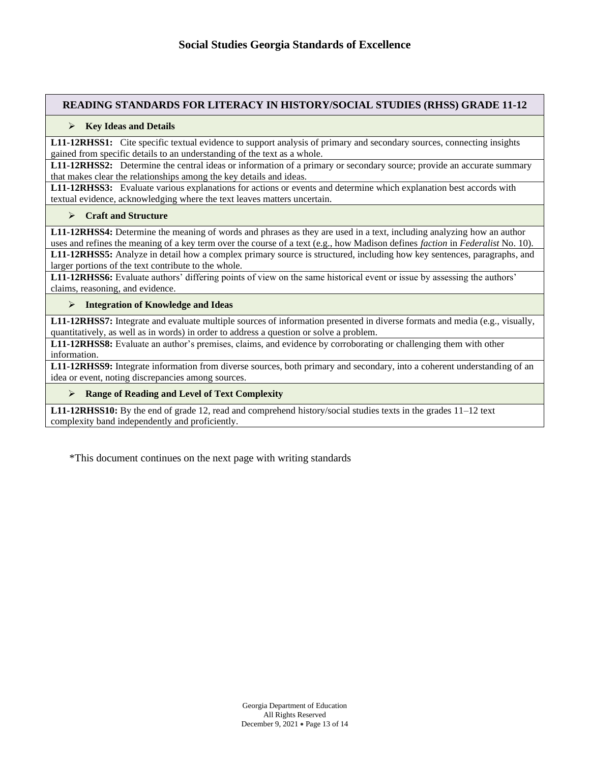# Social Studies Georgia Standards of Excellence

## READING STANDARDS FOR LITERACY IN HISTORY/SOCIAL STUDIES (RHSS) GRADE 11-12

### ➢ Key Ideas and Details

**L11-12RHSS1:** Cite specific textual evidence to support analysis of primary and secondary sources, connecting insights gained from specific details to an understanding of the text as a whole.

**L11-12RHSS2:** Determine the central ideas or information of a primary or secondary source; provide an accurate summary that makes clear the relationships among the key details and ideas.

**L11-12RHSS3:** Evaluate various explanations for actions or events and determine which explanation best accords with textual evidence, acknowledging where the text leaves matters uncertain.

### ➢ Craft and Structure

**L11-12RHSS4:** Determine the meaning of words and phrases as they are used in a text, including analyzing how an author uses and refines the meaning of a key term over the course of a text (e.g., how Madison defines *faction* in *Federalist* No. 10).

**L11-12RHSS5:** Analyze in detail how a complex primary source is structured, including how key sentences, paragraphs, and larger portions of the text contribute to the whole.

**L11-12RHSS6:** Evaluate authors' differing points of view on the same historical event or issue by assessing the authors' claims, reasoning, and evidence.

### ➢ Integration of Knowledge and Ideas

**L11-12RHSS7:** Integrate and evaluate multiple sources of information presented in diverse formats and media (e.g., visually, quantitatively, as well as in words) in order to address a question or solve a problem.

**L11-12RHSS8:** Evaluate an author's premises, claims, and evidence by corroborating or challenging them with other information.

**L11-12RHSS9:** Integrate information from diverse sources, both primary and secondary, into a coherent understanding of an idea or event, noting discrepancies among sources.

### ➢ Range of Reading and Level of Text Complexity

**L11-12RHSS10:** By the end of grade 12, read and comprehend history/social studies texts in the grades 11–12 text complexity band independently and proficiently.

*This document continues on the next page with writing standards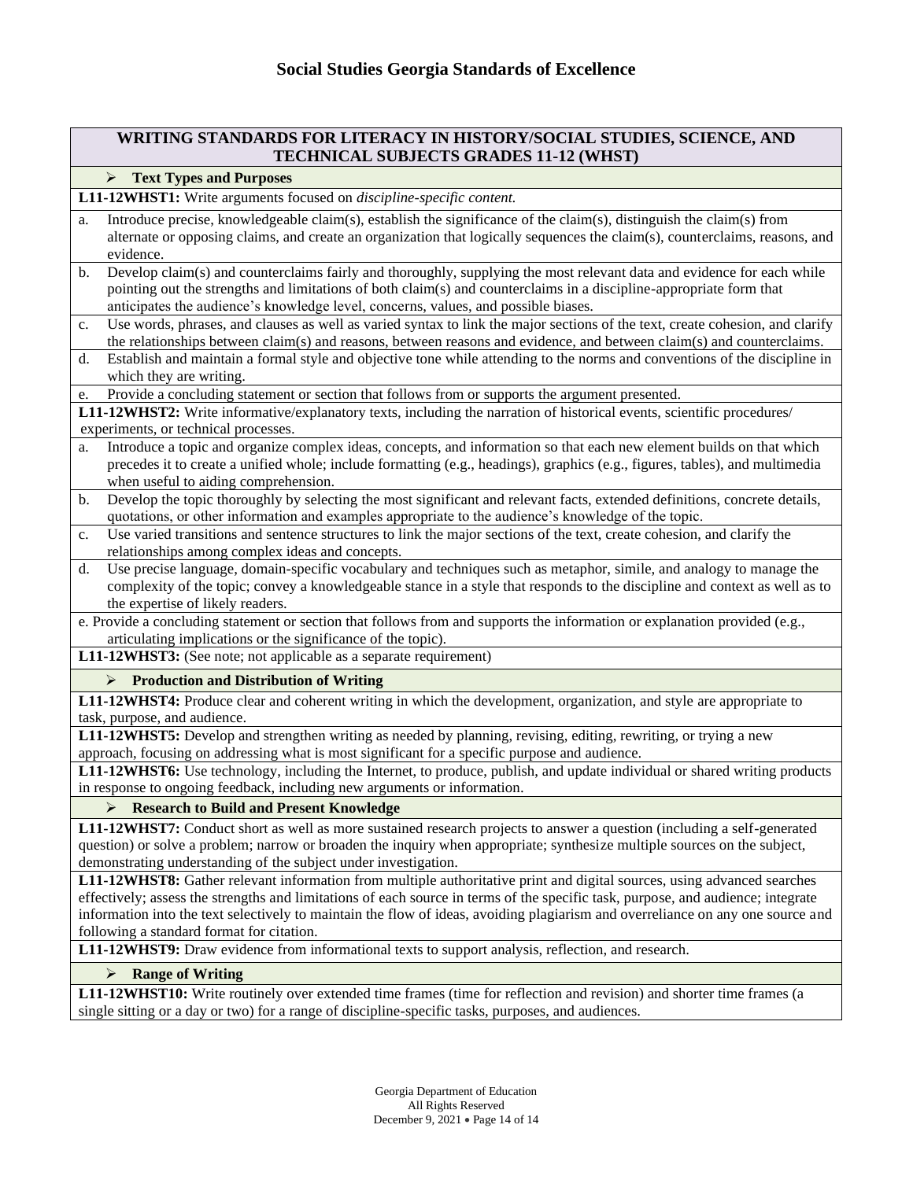# Social Studies Georgia Standards of Excellence

## WRITING STANDARDS FOR LITERACY IN HISTORY/SOCIAL STUDIES, SCIENCE, AND TECHNICAL SUBJECTS GRADES 11-12 (WHST)

### Text Types and Purposes

**L11-12WHST1:** Write arguments focused on *discipline-specific content.*

a. Introduce precise, knowledgeable claim(s), establish the significance of the claim(s), distinguish the claim(s) from alternate or opposing claims, and create an organization that logically sequences the claim(s), counterclaims, reasons, and evidence.

b. Develop claim(s) and counterclaims fairly and thoroughly, supplying the most relevant data and evidence for each while pointing out the strengths and limitations of both claim(s) and counterclaims in a discipline-appropriate form that anticipates the audience's knowledge level, concerns, values, and possible biases.

c. Use words, phrases, and clauses as well as varied syntax to link the major sections of the text, create cohesion, and clarify the relationships between claim(s) and reasons, between reasons and evidence, and between claim(s) and counterclaims.

d. Establish and maintain a formal style and objective tone while attending to the norms and conventions of the discipline in which they are writing.

e. Provide a concluding statement or section that follows from or supports the argument presented.

**L11-12WHST2:** Write informative/explanatory texts, including the narration of historical events, scientific procedures/ experiments, or technical processes.

a. Introduce a topic and organize complex ideas, concepts, and information so that each new element builds on that which precedes it to create a unified whole; include formatting (e.g., headings), graphics (e.g., figures, tables), and multimedia when useful to aiding comprehension.

b. Develop the topic thoroughly by selecting the most significant and relevant facts, extended definitions, concrete details, quotations, or other information and examples appropriate to the audience's knowledge of the topic.

c. Use varied transitions and sentence structures to link the major sections of the text, create cohesion, and clarify the relationships among complex ideas and concepts.

d. Use precise language, domain-specific vocabulary and techniques such as metaphor, simile, and analogy to manage the complexity of the topic; convey a knowledgeable stance in a style that responds to the discipline and context as well as to the expertise of likely readers.

e. Provide a concluding statement or section that follows from and supports the information or explanation provided (e.g., articulating implications or the significance of the topic).

**L11-12WHST3:** (See note; not applicable as a separate requirement)

### Production and Distribution of Writing

**L11-12WHST4:** Produce clear and coherent writing in which the development, organization, and style are appropriate to task, purpose, and audience.

**L11-12WHST5:** Develop and strengthen writing as needed by planning, revising, editing, rewriting, or trying a new approach, focusing on addressing what is most significant for a specific purpose and audience.

**L11-12WHST6:** Use technology, including the Internet, to produce, publish, and update individual or shared writing products in response to ongoing feedback, including new arguments or information.

### Research to Build and Present Knowledge

**L11-12WHST7:** Conduct short as well as more sustained research projects to answer a question (including a self-generated question) or solve a problem; narrow or broaden the inquiry when appropriate; synthesize multiple sources on the subject, demonstrating understanding of the subject under investigation.

**L11-12WHST8:** Gather relevant information from multiple authoritative print and digital sources, using advanced searches effectively; assess the strengths and limitations of each source in terms of the specific task, purpose, and audience; integrate information into the text selectively to maintain the flow of ideas, avoiding plagiarism and overreliance on any one source and following a standard format for citation.

**L11-12WHST9:** Draw evidence from informational texts to support analysis, reflection, and research.

### Range of Writing

**L11-12WHST10:** Write routinely over extended time frames (time for reflection and revision) and shorter time frames (a single sitting or a day or two) for a range of discipline-specific tasks, purposes, and audiences.